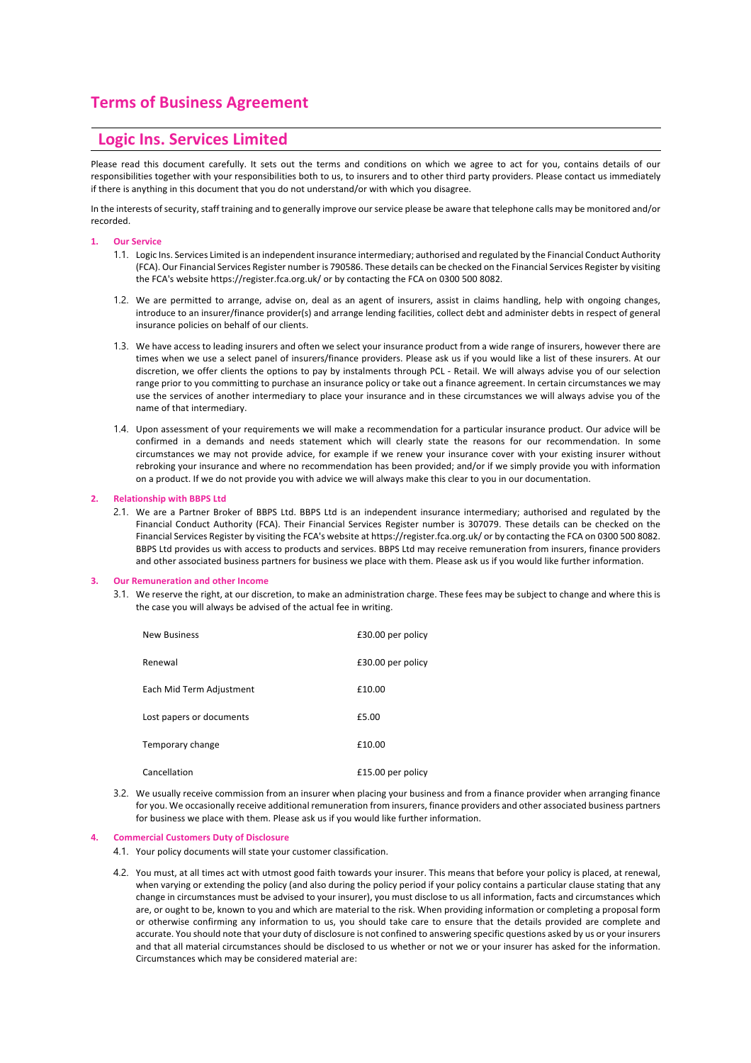# Terms of Business Agreement

## Logic Ins. Services Limited

Please read this document carefully. It sets out the terms and conditions on which we agree to act for you, contains details of our responsibilities together with your responsibilities both to us, to insurers and to other third party providers. Please contact us immediately if there is anything in this document that you do not understand/or with which you disagree.

In the interests of security, staff training and to generally improve our service please be aware that telephone calls may be monitored and/or recorded.

### 1. Our Service

1.1. Logic Ins. Services Limited is an independent insurance intermediary; authorised and regulated by the Financial Conduct Authority (FCA). Our Financial Services Register number is 790586. These details can be checked on the Financial Services Register by visiting the FCA's website https://register.fca.org.uk/ or by contacting the FCA on 0300 500 8082.

1.2. We are permitted to arrange, advise on, deal as an agent of insurers, assist in claims handling, help with ongoing changes, introduce to an insurer/finance provider(s) and arrange lending facilities, collect debt and administer debts in respect of general insurance policies on behalf of our clients.

1.3. We have access to leading insurers and often we select your insurance product from a wide range of insurers, however there are times when we use a select panel of insurers/finance providers. Please ask us if you would like a list of these insurers. At our discretion, we offer clients the options to pay by instalments through PCL - Retail. We will always advise you of our selection range prior to you committing to purchase an insurance policy or take out a finance agreement. In certain circumstances we may use the services of another intermediary to place your insurance and in these circumstances we will always advise you of the name of that intermediary.

1.4. Upon assessment of your requirements we will make a recommendation for a particular insurance product. Our advice will be confirmed in a demands and needs statement which will clearly state the reasons for our recommendation. In some circumstances we may not provide advice, for example if we renew your insurance cover with your existing insurer without rebroking your insurance and where no recommendation has been provided; and/or if we simply provide you with information on a product. If we do not provide you with advice we will always make this clear to you in our documentation.

### 2. Relationship with BBPS Ltd

2.1. We are a Partner Broker of BBPS Ltd. BBPS Ltd is an independent insurance intermediary; authorised and regulated by the Financial Conduct Authority (FCA). Their Financial Services Register number is 307079. These details can be checked on the Financial Services Register by visiting the FCA's website at https://register.fca.org.uk/ or by contacting the FCA on 0300 500 8082. BBPS Ltd provides us with access to products and services. BBPS Ltd may receive remuneration from insurers, finance providers and other associated business partners for business we place with them. Please ask us if you would like further information.

### 3. Our Remuneration and other Income

3.1. We reserve the right, at our discretion, to make an administration charge. These fees may be subject to change and where this is the case you will always be advised of the actual fee in writing.

| | |
|---|---|
| New Business | £30.00 per policy |
| Renewal | £30.00 per policy |
| Each Mid Term Adjustment | £10.00 |
| Lost papers or documents | £5.00 |
| Temporary change | £10.00 |
| Cancellation | £15.00 per policy |

3.2. We usually receive commission from an insurer when placing your business and from a finance provider when arranging finance for you. We occasionally receive additional remuneration from insurers, finance providers and other associated business partners for business we place with them. Please ask us if you would like further information.

### 4. Commercial Customers Duty of Disclosure

4.1. Your policy documents will state your customer classification.

4.2. You must, at all times act with utmost good faith towards your insurer. This means that before your policy is placed, at renewal, when varying or extending the policy (and also during the policy period if your policy contains a particular clause stating that any change in circumstances must be advised to your insurer), you must disclose to us all information, facts and circumstances which are, or ought to be, known to you and which are material to the risk. When providing information or completing a proposal form or otherwise confirming any information to us, you should take care to ensure that the details provided are complete and accurate. You should note that your duty of disclosure is not confined to answering specific questions asked by us or your insurers and that all material circumstances should be disclosed to us whether or not we or your insurer has asked for the information. Circumstances which may be considered material are: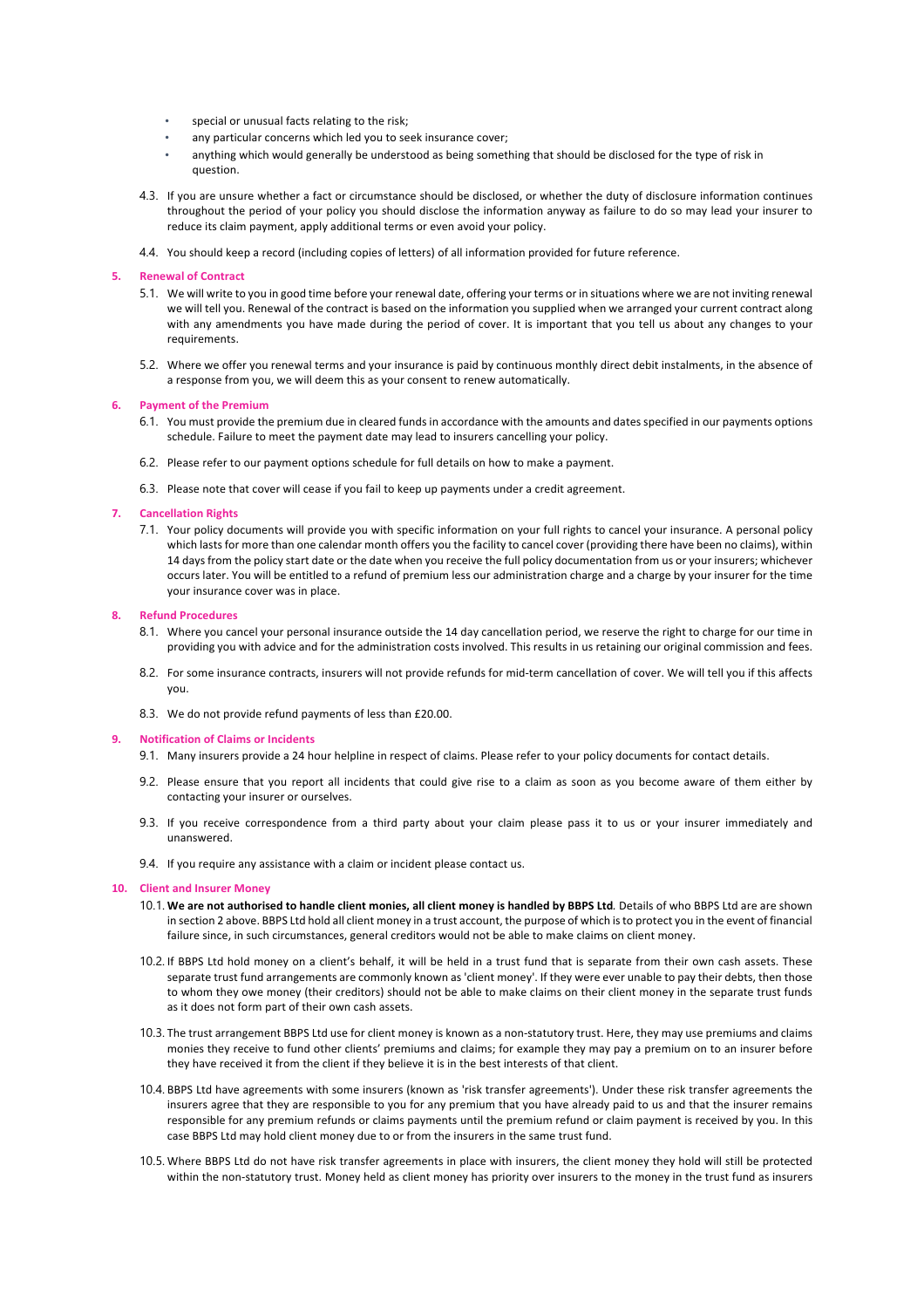- special or unusual facts relating to the risk;
- any particular concerns which led you to seek insurance cover;
- anything which would generally be understood as being something that should be disclosed for the type of risk in question.

4.3. If you are unsure whether a fact or circumstance should be disclosed, or whether the duty of disclosure information continues throughout the period of your policy you should disclose the information anyway as failure to do so may lead your insurer to reduce its claim payment, apply additional terms or even avoid your policy.

4.4. You should keep a record (including copies of letters) of all information provided for future reference.

## 5. Renewal of Contract

5.1. We will write to you in good time before your renewal date, offering your terms or in situations where we are not inviting renewal we will tell you. Renewal of the contract is based on the information you supplied when we arranged your current contract along with any amendments you have made during the period of cover. It is important that you tell us about any changes to your requirements.

5.2. Where we offer you renewal terms and your insurance is paid by continuous monthly direct debit instalments, in the absence of a response from you, we will deem this as your consent to renew automatically.

## 6. Payment of the Premium

6.1. You must provide the premium due in cleared funds in accordance with the amounts and dates specified in our payments options schedule. Failure to meet the payment date may lead to insurers cancelling your policy.

6.2. Please refer to our payment options schedule for full details on how to make a payment.

6.3. Please note that cover will cease if you fail to keep up payments under a credit agreement.

## 7. Cancellation Rights

7.1. Your policy documents will provide you with specific information on your full rights to cancel your insurance. A personal policy which lasts for more than one calendar month offers you the facility to cancel cover (providing there have been no claims), within 14 days from the policy start date or the date when you receive the full policy documentation from us or your insurers; whichever occurs later. You will be entitled to a refund of premium less our administration charge and a charge by your insurer for the time your insurance cover was in place.

## 8. Refund Procedures

8.1. Where you cancel your personal insurance outside the 14 day cancellation period, we reserve the right to charge for our time in providing you with advice and for the administration costs involved. This results in us retaining our original commission and fees.

8.2. For some insurance contracts, insurers will not provide refunds for mid-term cancellation of cover. We will tell you if this affects you.

8.3. We do not provide refund payments of less than £20.00.

## 9. Notification of Claims or Incidents

9.1. Many insurers provide a 24 hour helpline in respect of claims. Please refer to your policy documents for contact details.

9.2. Please ensure that you report all incidents that could give rise to a claim as soon as you become aware of them either by contacting your insurer or ourselves.

9.3. If you receive correspondence from a third party about your claim please pass it to us or your insurer immediately and unanswered.

9.4. If you require any assistance with a claim or incident please contact us.

## 10. Client and Insurer Money

10.1. **We are not authorised to handle client monies, all client money is handled by BBPS Ltd**. Details of who BBPS Ltd are are shown in section 2 above. BBPS Ltd hold all client money in a trust account, the purpose of which is to protect you in the event of financial failure since, in such circumstances, general creditors would not be able to make claims on client money.

10.2. If BBPS Ltd hold money on a client's behalf, it will be held in a trust fund that is separate from their own cash assets. These separate trust fund arrangements are commonly known as 'client money'. If they were ever unable to pay their debts, then those to whom they owe money (their creditors) should not be able to make claims on their client money in the separate trust funds as it does not form part of their own cash assets.

10.3. The trust arrangement BBPS Ltd use for client money is known as a non-statutory trust. Here, they may use premiums and claims monies they receive to fund other clients' premiums and claims; for example they may pay a premium on to an insurer before they have received it from the client if they believe it is in the best interests of that client.

10.4. BBPS Ltd have agreements with some insurers (known as 'risk transfer agreements'). Under these risk transfer agreements the insurers agree that they are responsible to you for any premium that you have already paid to us and that the insurer remains responsible for any premium refunds or claims payments until the premium refund or claim payment is received by you. In this case BBPS Ltd may hold client money due to or from the insurers in the same trust fund.

10.5. Where BBPS Ltd do not have risk transfer agreements in place with insurers, the client money they hold will still be protected within the non-statutory trust. Money held as client money has priority over insurers to the money in the trust fund as insurers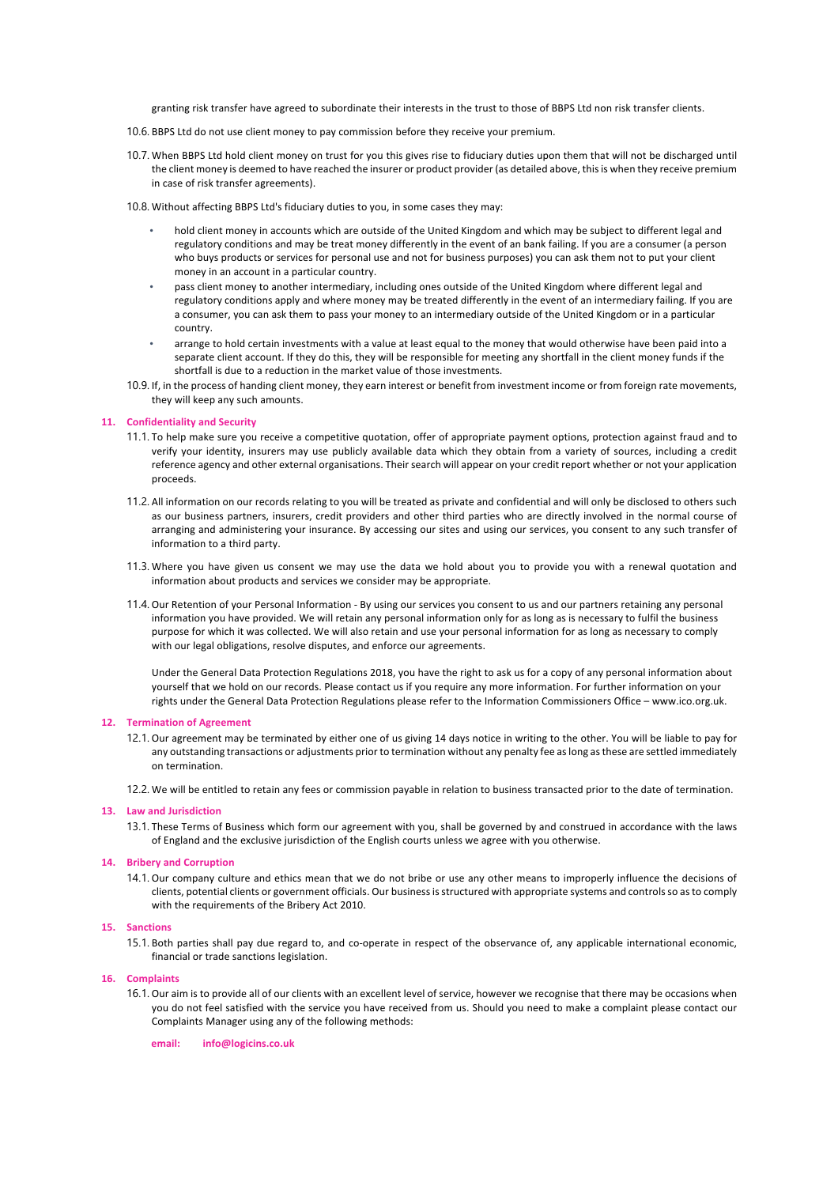granting risk transfer have agreed to subordinate their interests in the trust to those of BBPS Ltd non risk transfer clients.

10.6. BBPS Ltd do not use client money to pay commission before they receive your premium.

10.7. When BBPS Ltd hold client money on trust for you this gives rise to fiduciary duties upon them that will not be discharged until the client money is deemed to have reached the insurer or product provider (as detailed above, this is when they receive premium in case of risk transfer agreements).

10.8. Without affecting BBPS Ltd's fiduciary duties to you, in some cases they may:

- hold client money in accounts which are outside of the United Kingdom and which may be subject to different legal and regulatory conditions and may be treat money differently in the event of an bank failing. If you are a consumer (a person who buys products or services for personal use and not for business purposes) you can ask them not to put your client money in an account in a particular country.
- pass client money to another intermediary, including ones outside of the United Kingdom where different legal and regulatory conditions apply and where money may be treated differently in the event of an intermediary failing. If you are a consumer, you can ask them to pass your money to an intermediary outside of the United Kingdom or in a particular country.
- arrange to hold certain investments with a value at least equal to the money that would otherwise have been paid into a separate client account. If they do this, they will be responsible for meeting any shortfall in the client money funds if the shortfall is due to a reduction in the market value of those investments.

10.9. If, in the process of handing client money, they earn interest or benefit from investment income or from foreign rate movements, they will keep any such amounts.

## 11. Confidentiality and Security

11.1. To help make sure you receive a competitive quotation, offer of appropriate payment options, protection against fraud and to verify your identity, insurers may use publicly available data which they obtain from a variety of sources, including a credit reference agency and other external organisations. Their search will appear on your credit report whether or not your application proceeds.

11.2. All information on our records relating to you will be treated as private and confidential and will only be disclosed to others such as our business partners, insurers, credit providers and other third parties who are directly involved in the normal course of arranging and administering your insurance. By accessing our sites and using our services, you consent to any such transfer of information to a third party.

11.3. Where you have given us consent we may use the data we hold about you to provide you with a renewal quotation and information about products and services we consider may be appropriate.

11.4. Our Retention of your Personal Information - By using our services you consent to us and our partners retaining any personal information you have provided. We will retain any personal information only for as long as is necessary to fulfil the business purpose for which it was collected. We will also retain and use your personal information for as long as necessary to comply with our legal obligations, resolve disputes, and enforce our agreements.

Under the General Data Protection Regulations 2018, you have the right to ask us for a copy of any personal information about yourself that we hold on our records. Please contact us if you require any more information. For further information on your rights under the General Data Protection Regulations please refer to the Information Commissioners Office – www.ico.org.uk.

## 12. Termination of Agreement

12.1. Our agreement may be terminated by either one of us giving 14 days notice in writing to the other. You will be liable to pay for any outstanding transactions or adjustments prior to termination without any penalty fee as long as these are settled immediately on termination.

12.2. We will be entitled to retain any fees or commission payable in relation to business transacted prior to the date of termination.

## 13. Law and Jurisdiction

13.1. These Terms of Business which form our agreement with you, shall be governed by and construed in accordance with the laws of England and the exclusive jurisdiction of the English courts unless we agree with you otherwise.

## 14. Bribery and Corruption

14.1. Our company culture and ethics mean that we do not bribe or use any other means to improperly influence the decisions of clients, potential clients or government officials. Our business is structured with appropriate systems and controls so as to comply with the requirements of the Bribery Act 2010.

## 15. Sanctions

15.1. Both parties shall pay due regard to, and co-operate in respect of the observance of, any applicable international economic, financial or trade sanctions legislation.

## 16. Complaints

16.1. Our aim is to provide all of our clients with an excellent level of service, however we recognise that there may be occasions when you do not feel satisfied with the service you have received from us. Should you need to make a complaint please contact our Complaints Manager using any of the following methods:

**email:** **info@logicins.co.uk**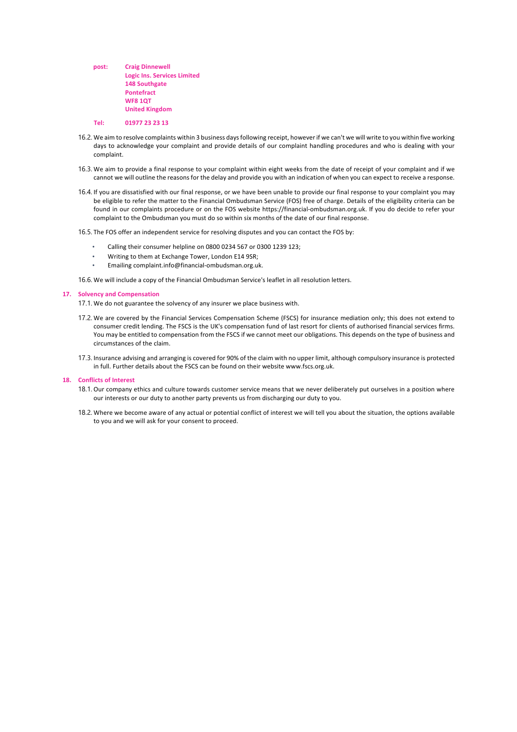**post:** **Craig Dinnewell**
**Logic Ins. Services Limited**
**148 Southgate**
**Pontefract**
**WF8 1QT**
**United Kingdom**

**Tel:** **01977 23 23 13**

16.2. We aim to resolve complaints within 3 business days following receipt, however if we can't we will write to you within five working days to acknowledge your complaint and provide details of our complaint handling procedures and who is dealing with your complaint.

16.3. We aim to provide a final response to your complaint within eight weeks from the date of receipt of your complaint and if we cannot we will outline the reasons for the delay and provide you with an indication of when you can expect to receive a response.

16.4. If you are dissatisfied with our final response, or we have been unable to provide our final response to your complaint you may be eligible to refer the matter to the Financial Ombudsman Service (FOS) free of charge. Details of the eligibility criteria can be found in our complaints procedure or on the FOS website https://financial-ombudsman.org.uk. If you do decide to refer your complaint to the Ombudsman you must do so within six months of the date of our final response.

16.5. The FOS offer an independent service for resolving disputes and you can contact the FOS by:

- Calling their consumer helpline on 0800 0234 567 or 0300 1239 123;
- Writing to them at Exchange Tower, London E14 9SR;
- Emailing complaint.info@financial-ombudsman.org.uk.

16.6. We will include a copy of the Financial Ombudsman Service's leaflet in all resolution letters.

## 17. Solvency and Compensation

17.1. We do not guarantee the solvency of any insurer we place business with.

17.2. We are covered by the Financial Services Compensation Scheme (FSCS) for insurance mediation only; this does not extend to consumer credit lending. The FSCS is the UK's compensation fund of last resort for clients of authorised financial services firms. You may be entitled to compensation from the FSCS if we cannot meet our obligations. This depends on the type of business and circumstances of the claim.

17.3. Insurance advising and arranging is covered for 90% of the claim with no upper limit, although compulsory insurance is protected in full. Further details about the FSCS can be found on their website www.fscs.org.uk.

## 18. Conflicts of Interest

18.1. Our company ethics and culture towards customer service means that we never deliberately put ourselves in a position where our interests or our duty to another party prevents us from discharging our duty to you.

18.2. Where we become aware of any actual or potential conflict of interest we will tell you about the situation, the options available to you and we will ask for your consent to proceed.